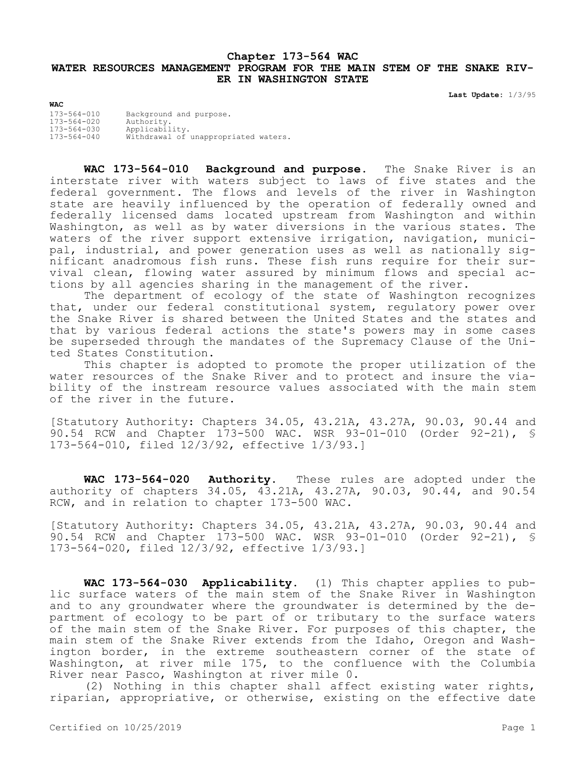# Chapter 173-564 WAC
# WATER RESOURCES MANAGEMENT PROGRAM FOR THE MAIN STEM OF THE SNAKE RIVER IN WASHINGTON STATE

**Last Update:** 1/3/95

**WAC**

| | |
|---|---|
| 173-564-010 | Background and purpose. |
| 173-564-020 | Authority. |
| 173-564-030 | Applicability. |
| 173-564-040 | Withdrawal of unappropriated waters. |

**WAC 173-564-010 Background and purpose.** The Snake River is an interstate river with waters subject to laws of five states and the federal government. The flows and levels of the river in Washington state are heavily influenced by the operation of federally owned and federally licensed dams located upstream from Washington and within Washington, as well as by water diversions in the various states. The waters of the river support extensive irrigation, navigation, municipal, industrial, and power generation uses as well as nationally significant anadromous fish runs. These fish runs require for their survival clean, flowing water assured by minimum flows and special actions by all agencies sharing in the management of the river.

The department of ecology of the state of Washington recognizes that, under our federal constitutional system, regulatory power over the Snake River is shared between the United States and the states and that by various federal actions the state's powers may in some cases be superseded through the mandates of the Supremacy Clause of the United States Constitution.

This chapter is adopted to promote the proper utilization of the water resources of the Snake River and to protect and insure the viability of the instream resource values associated with the main stem of the river in the future.

[Statutory Authority: Chapters 34.05, 43.21A, 43.27A, 90.03, 90.44 and 90.54 RCW and Chapter 173-500 WAC. WSR 93-01-010 (Order 92-21), § 173-564-010, filed 12/3/92, effective 1/3/93.]

**WAC 173-564-020 Authority.** These rules are adopted under the authority of chapters 34.05, 43.21A, 43.27A, 90.03, 90.44, and 90.54 RCW, and in relation to chapter 173-500 WAC.

[Statutory Authority: Chapters 34.05, 43.21A, 43.27A, 90.03, 90.44 and 90.54 RCW and Chapter 173-500 WAC. WSR 93-01-010 (Order 92-21), § 173-564-020, filed 12/3/92, effective 1/3/93.]

**WAC 173-564-030 Applicability.** (1) This chapter applies to public surface waters of the main stem of the Snake River in Washington and to any groundwater where the groundwater is determined by the department of ecology to be part of or tributary to the surface waters of the main stem of the Snake River. For purposes of this chapter, the main stem of the Snake River extends from the Idaho, Oregon and Washington border, in the extreme southeastern corner of the state of Washington, at river mile 175, to the confluence with the Columbia River near Pasco, Washington at river mile 0.

(2) Nothing in this chapter shall affect existing water rights, riparian, appropriative, or otherwise, existing on the effective date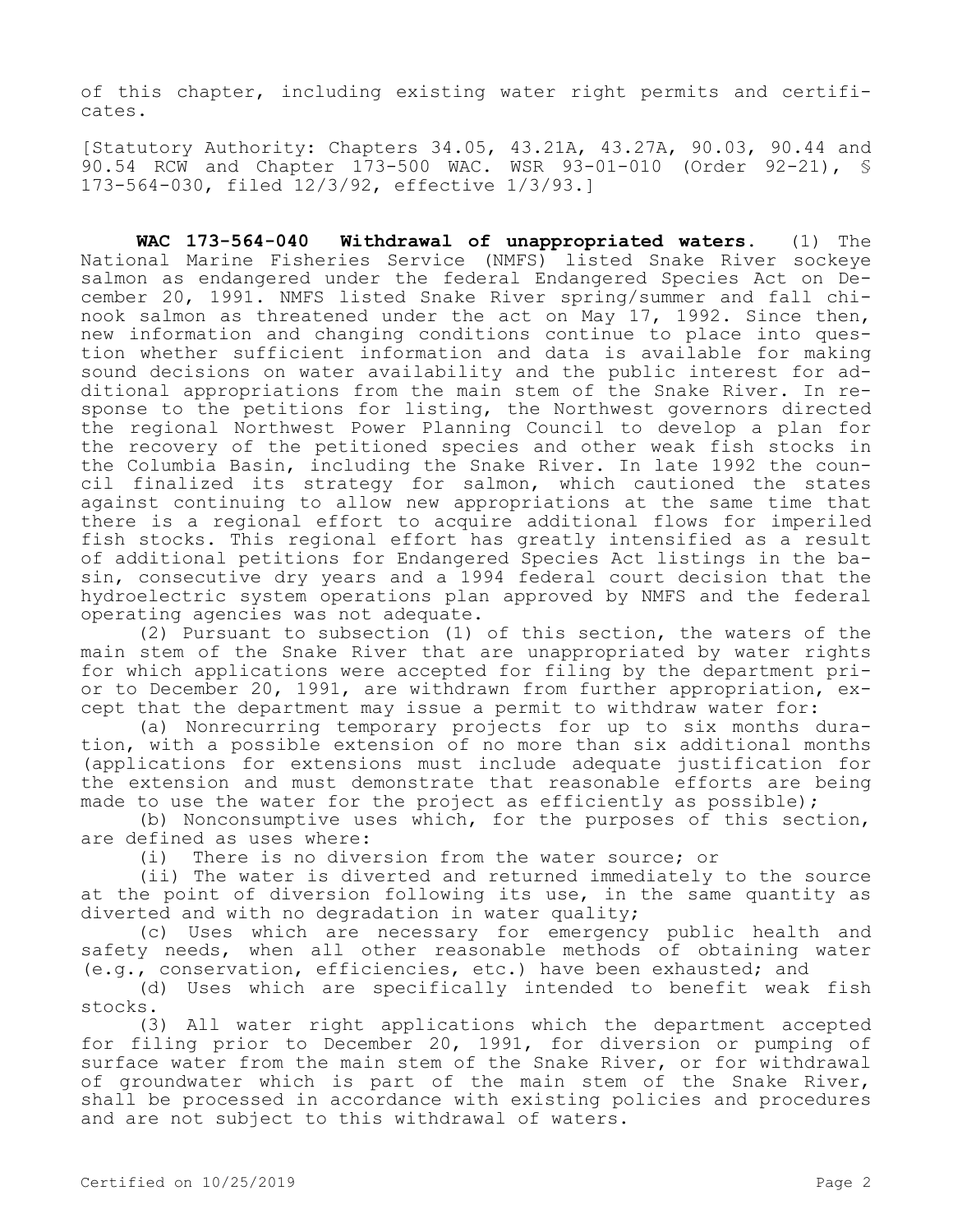of this chapter, including existing water right permits and certificates.

[Statutory Authority: Chapters 34.05, 43.21A, 43.27A, 90.03, 90.44 and 90.54 RCW and Chapter 173-500 WAC. WSR 93-01-010 (Order 92-21), § 173-564-030, filed 12/3/92, effective 1/3/93.]

**WAC 173-564-040 Withdrawal of unappropriated waters.** (1) The National Marine Fisheries Service (NMFS) listed Snake River sockeye salmon as endangered under the federal Endangered Species Act on December 20, 1991. NMFS listed Snake River spring/summer and fall chinook salmon as threatened under the act on May 17, 1992. Since then, new information and changing conditions continue to place into question whether sufficient information and data is available for making sound decisions on water availability and the public interest for additional appropriations from the main stem of the Snake River. In response to the petitions for listing, the Northwest governors directed the regional Northwest Power Planning Council to develop a plan for the recovery of the petitioned species and other weak fish stocks in the Columbia Basin, including the Snake River. In late 1992 the council finalized its strategy for salmon, which cautioned the states against continuing to allow new appropriations at the same time that there is a regional effort to acquire additional flows for imperiled fish stocks. This regional effort has greatly intensified as a result of additional petitions for Endangered Species Act listings in the basin, consecutive dry years and a 1994 federal court decision that the hydroelectric system operations plan approved by NMFS and the federal operating agencies was not adequate.

(2) Pursuant to subsection (1) of this section, the waters of the main stem of the Snake River that are unappropriated by water rights for which applications were accepted for filing by the department prior to December 20, 1991, are withdrawn from further appropriation, except that the department may issue a permit to withdraw water for:

(a) Nonrecurring temporary projects for up to six months duration, with a possible extension of no more than six additional months (applications for extensions must include adequate justification for the extension and must demonstrate that reasonable efforts are being made to use the water for the project as efficiently as possible);

(b) Nonconsumptive uses which, for the purposes of this section, are defined as uses where:

(i) There is no diversion from the water source; or

(ii) The water is diverted and returned immediately to the source at the point of diversion following its use, in the same quantity as diverted and with no degradation in water quality;

(c) Uses which are necessary for emergency public health and safety needs, when all other reasonable methods of obtaining water (e.g., conservation, efficiencies, etc.) have been exhausted; and

(d) Uses which are specifically intended to benefit weak fish stocks.

(3) All water right applications which the department accepted for filing prior to December 20, 1991, for diversion or pumping of surface water from the main stem of the Snake River, or for withdrawal of groundwater which is part of the main stem of the Snake River, shall be processed in accordance with existing policies and procedures and are not subject to this withdrawal of waters.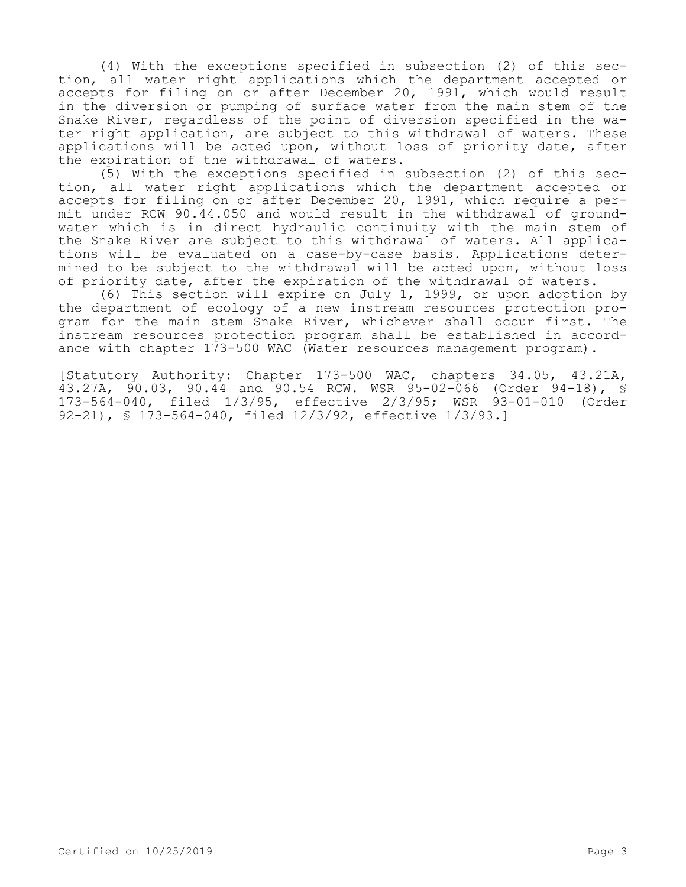(4) With the exceptions specified in subsection (2) of this section, all water right applications which the department accepted or accepts for filing on or after December 20, 1991, which would result in the diversion or pumping of surface water from the main stem of the Snake River, regardless of the point of diversion specified in the water right application, are subject to this withdrawal of waters. These applications will be acted upon, without loss of priority date, after the expiration of the withdrawal of waters.

(5) With the exceptions specified in subsection (2) of this section, all water right applications which the department accepted or accepts for filing on or after December 20, 1991, which require a permit under RCW 90.44.050 and would result in the withdrawal of groundwater which is in direct hydraulic continuity with the main stem of the Snake River are subject to this withdrawal of waters. All applications will be evaluated on a case-by-case basis. Applications determined to be subject to the withdrawal will be acted upon, without loss of priority date, after the expiration of the withdrawal of waters.

(6) This section will expire on July 1, 1999, or upon adoption by the department of ecology of a new instream resources protection program for the main stem Snake River, whichever shall occur first. The instream resources protection program shall be established in accordance with chapter 173-500 WAC (Water resources management program).

[Statutory Authority: Chapter 173-500 WAC, chapters 34.05, 43.21A, 43.27A, 90.03, 90.44 and 90.54 RCW. WSR 95-02-066 (Order 94-18), § 173-564-040, filed 1/3/95, effective 2/3/95; WSR 93-01-010 (Order 92-21), § 173-564-040, filed 12/3/92, effective 1/3/93.]